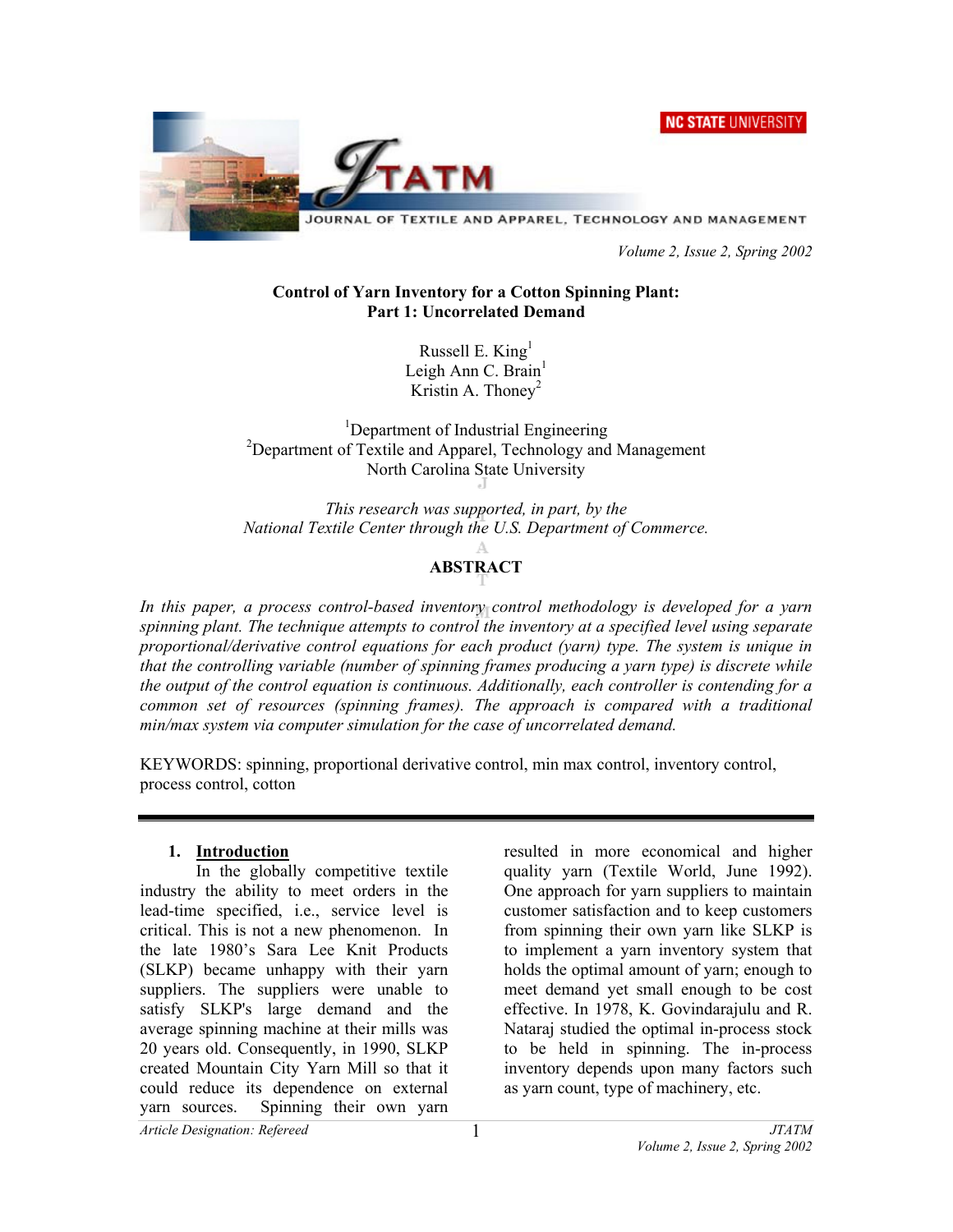# Control of Yarn Inventory for a Cotton Spinning Plant: Part 1: Uncorrelated Demand

Russell E. King[1]
Leigh Ann C. Brain[1]
Kristin A. Thoney[2]

[1]Department of Industrial Engineering
[2]Department of Textile and Apparel, Technology and Management
North Carolina State University

*This research was supported, in part, by the National Textile Center through the U.S. Department of Commerce.*

## ABSTRACT

*In this paper, a process control-based inventory control methodology is developed for a yarn spinning plant. The technique attempts to control the inventory at a specified level using separate proportional/derivative control equations for each product (yarn) type. The system is unique in that the controlling variable (number of spinning frames producing a yarn type) is discrete while the output of the control equation is continuous. Additionally, each controller is contending for a common set of resources (spinning frames). The approach is compared with a traditional min/max system via computer simulation for the case of uncorrelated demand.*

KEYWORDS: spinning, proportional derivative control, min max control, inventory control, process control, cotton

## 1. Introduction

In the globally competitive textile industry the ability to meet orders in the lead-time specified, i.e., service level is critical. This is not a new phenomenon. In the late 1980's Sara Lee Knit Products (SLKP) became unhappy with their yarn suppliers. The suppliers were unable to satisfy SLKP's large demand and the average spinning machine at their mills was 20 years old. Consequently, in 1990, SLKP created Mountain City Yarn Mill so that it could reduce its dependence on external yarn sources. Spinning their own yarn resulted in more economical and higher quality yarn (Textile World, June 1992). One approach for yarn suppliers to maintain customer satisfaction and to keep customers from spinning their own yarn like SLKP is to implement a yarn inventory system that holds the optimal amount of yarn; enough to meet demand yet small enough to be cost effective. In 1978, K. Govindarajulu and R. Nataraj studied the optimal in-process stock to be held in spinning. The in-process inventory depends upon many factors such as yarn count, type of machinery, etc.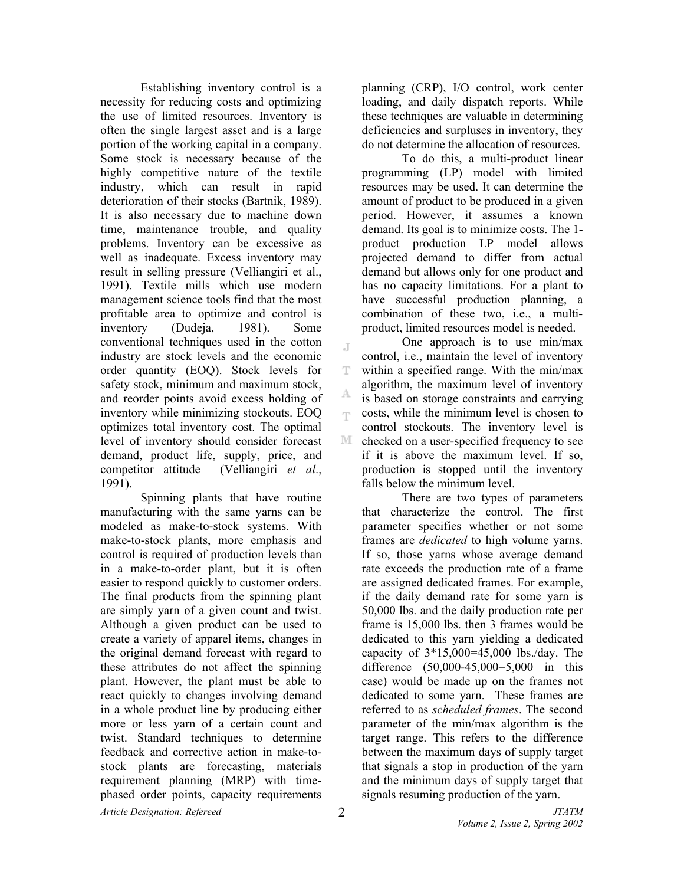Establishing inventory control is a necessity for reducing costs and optimizing the use of limited resources. Inventory is often the single largest asset and is a large portion of the working capital in a company. Some stock is necessary because of the highly competitive nature of the textile industry, which can result in rapid deterioration of their stocks (Bartnik, 1989). It is also necessary due to machine down time, maintenance trouble, and quality problems. Inventory can be excessive as well as inadequate. Excess inventory may result in selling pressure (Velliangiri et al., 1991). Textile mills which use modern management science tools find that the most profitable area to optimize and control is inventory (Dudeja, 1981). Some conventional techniques used in the cotton industry are stock levels and the economic order quantity (EOQ). Stock levels for safety stock, minimum and maximum stock, and reorder points avoid excess holding of inventory while minimizing stockouts. EOQ optimizes total inventory cost. The optimal level of inventory should consider forecast demand, product life, supply, price, and competitor attitude (Velliangiri *et al*., 1991).

Spinning plants that have routine manufacturing with the same yarns can be modeled as make-to-stock systems. With make-to-stock plants, more emphasis and control is required of production levels than in a make-to-order plant, but it is often easier to respond quickly to customer orders. The final products from the spinning plant are simply yarn of a given count and twist. Although a given product can be used to create a variety of apparel items, changes in the original demand forecast with regard to these attributes do not affect the spinning plant. However, the plant must be able to react quickly to changes involving demand in a whole product line by producing either more or less yarn of a certain count and twist. Standard techniques to determine feedback and corrective action in make-to-stock plants are forecasting, materials requirement planning (MRP) with time-phased order points, capacity requirements planning (CRP), I/O control, work center loading, and daily dispatch reports. While these techniques are valuable in determining deficiencies and surpluses in inventory, they do not determine the allocation of resources.

To do this, a multi-product linear programming (LP) model with limited resources may be used. It can determine the amount of product to be produced in a given period. However, it assumes a known demand. Its goal is to minimize costs. The 1-product production LP model allows projected demand to differ from actual demand but allows only for one product and has no capacity limitations. For a plant to have successful production planning, a combination of these two, i.e., a multi-product, limited resources model is needed.

One approach is to use min/max control, i.e., maintain the level of inventory within a specified range. With the min/max algorithm, the maximum level of inventory is based on storage constraints and carrying costs, while the minimum level is chosen to control stockouts. The inventory level is checked on a user-specified frequency to see if it is above the maximum level. If so, production is stopped until the inventory falls below the minimum level.

There are two types of parameters that characterize the control. The first parameter specifies whether or not some frames are *dedicated* to high volume yarns. If so, those yarns whose average demand rate exceeds the production rate of a frame are assigned dedicated frames. For example, if the daily demand rate for some yarn is 50,000 lbs. and the daily production rate per frame is 15,000 lbs. then 3 frames would be dedicated to this yarn yielding a dedicated capacity of 3*15,000=45,000 lbs./day. The difference (50,000-45,000=5,000 in this case) would be made up on the frames not dedicated to some yarn. These frames are referred to as *scheduled frames*. The second parameter of the min/max algorithm is the target range. This refers to the difference between the maximum days of supply target that signals a stop in production of the yarn and the minimum days of supply target that signals resuming production of the yarn.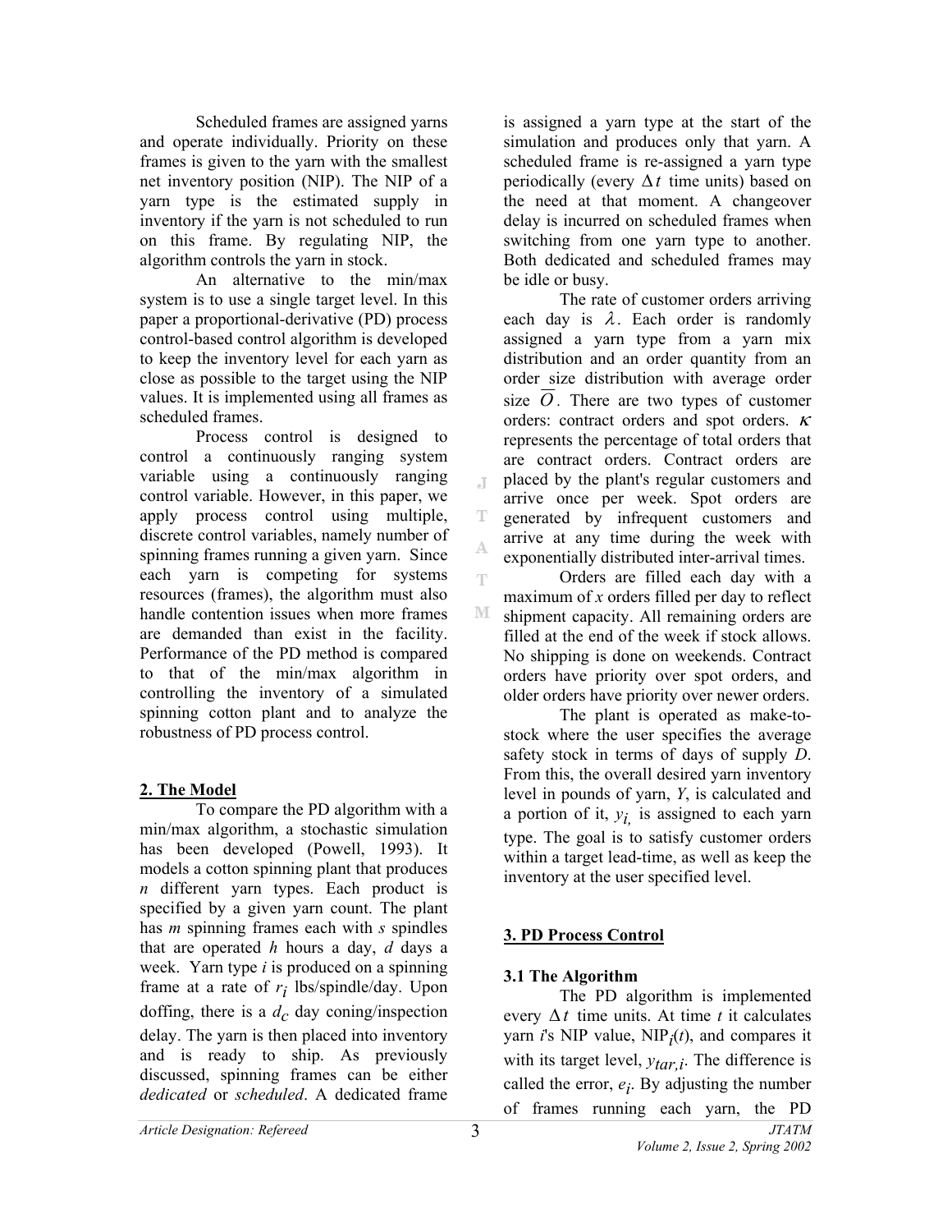Scheduled frames are assigned yarns and operate individually. Priority on these frames is given to the yarn with the smallest net inventory position (NIP). The NIP of a yarn type is the estimated supply in inventory if the yarn is not scheduled to run on this frame. By regulating NIP, the algorithm controls the yarn in stock.

An alternative to the min/max system is to use a single target level. In this paper a proportional-derivative (PD) process control-based control algorithm is developed to keep the inventory level for each yarn as close as possible to the target using the NIP values. It is implemented using all frames as scheduled frames.

Process control is designed to control a continuously ranging system variable using a continuously ranging control variable. However, in this paper, we apply process control using multiple, discrete control variables, namely number of spinning frames running a given yarn. Since each yarn is competing for systems resources (frames), the algorithm must also handle contention issues when more frames are demanded than exist in the facility. Performance of the PD method is compared to that of the min/max algorithm in controlling the inventory of a simulated spinning cotton plant and to analyze the robustness of PD process control.

## 2. The Model

To compare the PD algorithm with a min/max algorithm, a stochastic simulation has been developed (Powell, 1993). It models a cotton spinning plant that produces *n* different yarn types. Each product is specified by a given yarn count. The plant has *m* spinning frames each with *s* spindles that are operated *h* hours a day, *d* days a week. Yarn type *i* is produced on a spinning frame at a rate of $r_i$ lbs/spindle/day. Upon doffing, there is a $d_c$ day coning/inspection delay. The yarn is then placed into inventory and is ready to ship. As previously discussed, spinning frames can be either *dedicated* or *scheduled*. A dedicated frame is assigned a yarn type at the start of the simulation and produces only that yarn. A scheduled frame is re-assigned a yarn type periodically (every $\Delta t$ time units) based on the need at that moment. A changeover delay is incurred on scheduled frames when switching from one yarn type to another. Both dedicated and scheduled frames may be idle or busy.

The rate of customer orders arriving each day is $\lambda$. Each order is randomly assigned a yarn type from a yarn mix distribution and an order quantity from an order size distribution with average order size $\overline{O}$. There are two types of customer orders: contract orders and spot orders. $\kappa$ represents the percentage of total orders that are contract orders. Contract orders are placed by the plant's regular customers and arrive once per week. Spot orders are generated by infrequent customers and arrive at any time during the week with exponentially distributed inter-arrival times.

Orders are filled each day with a maximum of *x* orders filled per day to reflect shipment capacity. All remaining orders are filled at the end of the week if stock allows. No shipping is done on weekends. Contract orders have priority over spot orders, and older orders have priority over newer orders.

The plant is operated as make-to-stock where the user specifies the average safety stock in terms of days of supply *D*. From this, the overall desired yarn inventory level in pounds of yarn, *Y*, is calculated and a portion of it, $y_i$, is assigned to each yarn type. The goal is to satisfy customer orders within a target lead-time, as well as keep the inventory at the user specified level.

## 3. PD Process Control

### 3.1 The Algorithm

The PD algorithm is implemented every $\Delta t$ time units. At time *t* it calculates yarn *i*'s NIP value, $\text{NIP}_i(t)$, and compares it with its target level, $y_{tar,i}$. The difference is called the error, $e_i$. By adjusting the number of frames running each yarn, the PD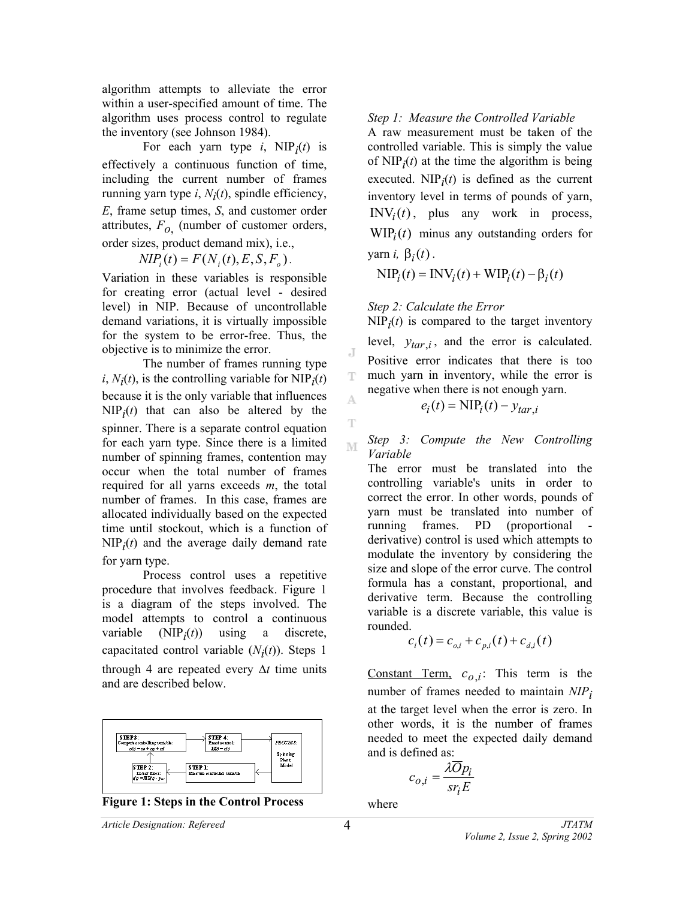algorithm attempts to alleviate the error within a user-specified amount of time. The algorithm uses process control to regulate the inventory (see Johnson 1984).

For each yarn type $i$, $\text{NIP}_i(t)$ is effectively a continuous function of time, including the current number of frames running yarn type $i$, $N_i(t)$, spindle efficiency, $E$, frame setup times, $S$, and customer order attributes, $F_o$, (number of customer orders, order sizes, product demand mix), i.e.,

$$NIP_i(t) = F(N_i(t), E, S, F_o).$$

Variation in these variables is responsible for creating error (actual level - desired level) in NIP. Because of uncontrollable demand variations, it is virtually impossible for the system to be error-free. Thus, the objective is to minimize the error.

The number of frames running type $i$, $N_i(t)$, is the controlling variable for $\text{NIP}_i(t)$ because it is the only variable that influences $\text{NIP}_i(t)$ that can also be altered by the spinner. There is a separate control equation for each yarn type. Since there is a limited number of spinning frames, contention may occur when the total number of frames required for all yarns exceeds $m$, the total number of frames. In this case, frames are allocated individually based on the expected time until stockout, which is a function of $\text{NIP}_i(t)$ and the average daily demand rate for yarn type.

Process control uses a repetitive procedure that involves feedback. Figure 1 is a diagram of the steps involved. The model attempts to control a continuous variable ($\text{NIP}_i(t)$) using a discrete, capacitated control variable ($N_i(t)$). Steps 1 through 4 are repeated every $\Delta t$ time units and are described below.

| STEP 3: Compute controlling variable: $c_i(t) = c_o + c_p + c_d$ | → | STEP 4: Enact control: $N_i(t) = c_i(t)$ | → | PROCESS: Spinning Plant Model |
|---|---|---|---|---|
| STEP 2: Detect Error: $e_i(t) = \text{NIP}_i(t) - y_{tar}$ | ← | STEP 1: Measure controlled variable | ← | |

**Figure 1: Steps in the Control Process**

*Step 1: Measure the Controlled Variable*

A raw measurement must be taken of the controlled variable. This is simply the value of $\text{NIP}_i(t)$ at the time the algorithm is being executed. $\text{NIP}_i(t)$ is defined as the current inventory level in terms of pounds of yarn, $\text{INV}_i(t)$, plus any work in process, $\text{WIP}_i(t)$ minus any outstanding orders for yarn $i$, $\beta_i(t)$.

$$\text{NIP}_i(t) = \text{INV}_i(t) + \text{WIP}_i(t) - \beta_i(t)$$

*Step 2: Calculate the Error*

$\text{NIP}_i(t)$ is compared to the target inventory level, $y_{tar,i}$, and the error is calculated. Positive error indicates that there is too much yarn in inventory, while the error is negative when there is not enough yarn.

$$e_i(t) = \text{NIP}_i(t) - y_{tar,i}$$

*Step 3: Compute the New Controlling Variable*

The error must be translated into the controlling variable's units in order to correct the error. In other words, pounds of yarn must be translated into number of running frames. PD (proportional - derivative) control is used which attempts to modulate the inventory by considering the size and slope of the error curve. The control formula has a constant, proportional, and derivative term. Because the controlling variable is a discrete variable, this value is rounded.

$$c_i(t) = c_{o,i} + c_{p,i}(t) + c_{d,i}(t)$$

Constant Term, $c_{o,i}$: This term is the number of frames needed to maintain $NIP_i$ at the target level when the error is zero. In other words, it is the number of frames needed to meet the expected daily demand and is defined as:

$$c_{o,i} = \frac{\lambda \overline{O} p_i}{sr_i E}$$

where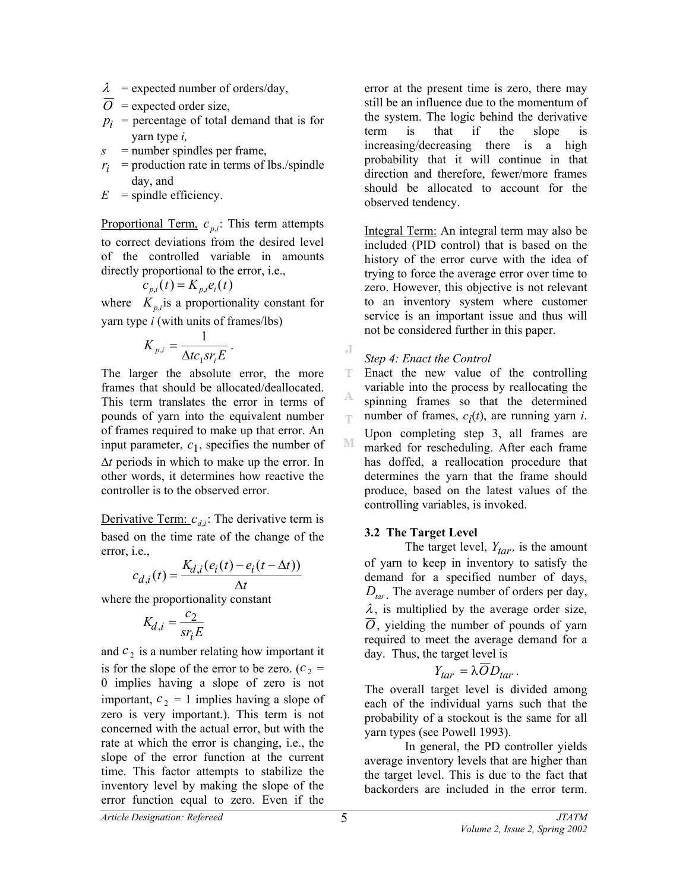$\lambda$ = expected number of orders/day,

$\overline{O}$ = expected order size,

$p_i$ = percentage of total demand that is for yarn type *i,*

$s$ = number spindles per frame,

$r_i$ = production rate in terms of lbs./spindle day, and

$E$ = spindle efficiency.

Proportional Term, $c_{p,i}$: This term attempts to correct deviations from the desired level of the controlled variable in amounts directly proportional to the error, i.e.,

$$c_{p,i}(t) = K_{p,i}e_i(t)$$

where $K_{p,i}$ is a proportionality constant for yarn type *i* (with units of frames/lbs)

$$K_{p,i} = \frac{1}{\Delta t c_1 s r_i E}.$$

The larger the absolute error, the more frames that should be allocated/deallocated. This term translates the error in terms of pounds of yarn into the equivalent number of frames required to make up that error. An input parameter, $c_1$, specifies the number of $\Delta t$ periods in which to make up the error. In other words, it determines how reactive the controller is to the observed error.

Derivative Term: $c_{d,i}$: The derivative term is based on the time rate of the change of the error, i.e.,

$$c_{d,i}(t) = \frac{K_{d,i}(e_i(t) - e_i(t - \Delta t))}{\Delta t}$$

where the proportionality constant

$$K_{d,i} = \frac{c_2}{s r_i E}$$

and $c_2$ is a number relating how important it is for the slope of the error to be zero. ($c_2$ = 0 implies having a slope of zero is not important, $c_2$ = 1 implies having a slope of zero is very important.). This term is not concerned with the actual error, but with the rate at which the error is changing, i.e., the slope of the error function at the current time. This factor attempts to stabilize the inventory level by making the slope of the error function equal to zero. Even if the error at the present time is zero, there may still be an influence due to the momentum of the system. The logic behind the derivative term is that if the slope is increasing/decreasing there is a high probability that it will continue in that direction and therefore, fewer/more frames should be allocated to account for the observed tendency.

Integral Term: An integral term may also be included (PID control) that is based on the history of the error curve with the idea of trying to force the average error over time to zero. However, this objective is not relevant to an inventory system where customer service is an important issue and thus will not be considered further in this paper.

*Step 4: Enact the Control*

Enact the new value of the controlling variable into the process by reallocating the spinning frames so that the determined number of frames, $c_i(t)$, are running yarn *i*. Upon completing step 3, all frames are marked for rescheduling. After each frame has doffed, a reallocation procedure that determines the yarn that the frame should produce, based on the latest values of the controlling variables, is invoked.

### 3.2 The Target Level

The target level, $Y_{tar}$, is the amount of yarn to keep in inventory to satisfy the demand for a specified number of days, $D_{tar}$. The average number of orders per day, $\lambda$, is multiplied by the average order size, $\overline{O}$, yielding the number of pounds of yarn required to meet the average demand for a day. Thus, the target level is

$$Y_{tar} = \lambda \overline{O} D_{tar}.$$

The overall target level is divided among each of the individual yarns such that the probability of a stockout is the same for all yarn types (see Powell 1993).

In general, the PD controller yields average inventory levels that are higher than the target level. This is due to the fact that backorders are included in the error term.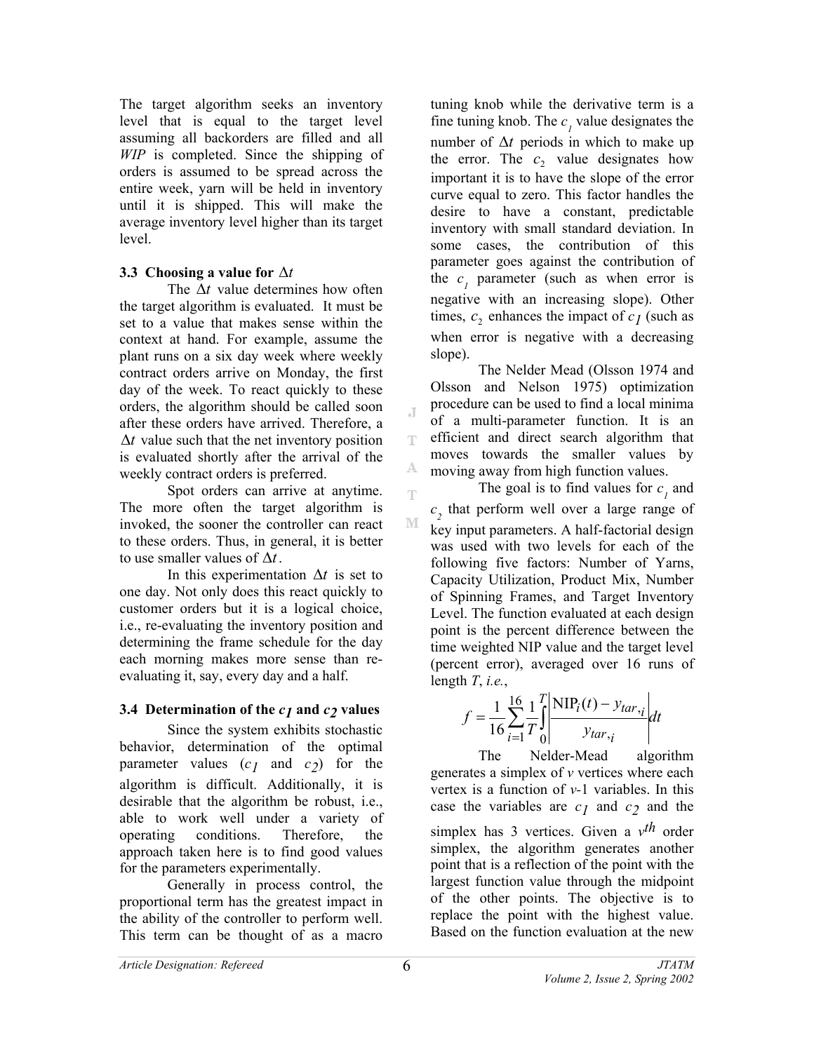The target algorithm seeks an inventory level that is equal to the target level assuming all backorders are filled and all *WIP* is completed. Since the shipping of orders is assumed to be spread across the entire week, yarn will be held in inventory until it is shipped. This will make the average inventory level higher than its target level.

### 3.3 Choosing a value for $\Delta t$

The $\Delta t$ value determines how often the target algorithm is evaluated. It must be set to a value that makes sense within the context at hand. For example, assume the plant runs on a six day week where weekly contract orders arrive on Monday, the first day of the week. To react quickly to these orders, the algorithm should be called soon after these orders have arrived. Therefore, a $\Delta t$ value such that the net inventory position is evaluated shortly after the arrival of the weekly contract orders is preferred.

Spot orders can arrive at anytime. The more often the target algorithm is invoked, the sooner the controller can react to these orders. Thus, in general, it is better to use smaller values of $\Delta t$.

In this experimentation $\Delta t$ is set to one day. Not only does this react quickly to customer orders but it is a logical choice, i.e., re-evaluating the inventory position and determining the frame schedule for the day each morning makes more sense than re-evaluating it, say, every day and a half.

### 3.4 Determination of the $c_1$ and $c_2$ values

Since the system exhibits stochastic behavior, determination of the optimal parameter values ($c_1$ and $c_2$) for the algorithm is difficult. Additionally, it is desirable that the algorithm be robust, i.e., able to work well under a variety of operating conditions. Therefore, the approach taken here is to find good values for the parameters experimentally.

Generally in process control, the proportional term has the greatest impact in the ability of the controller to perform well. This term can be thought of as a macro tuning knob while the derivative term is a fine tuning knob. The $c_1$ value designates the number of $\Delta t$ periods in which to make up the error. The $c_2$ value designates how important it is to have the slope of the error curve equal to zero. This factor handles the desire to have a constant, predictable inventory with small standard deviation. In some cases, the contribution of this parameter goes against the contribution of the $c_1$ parameter (such as when error is negative with an increasing slope). Other times, $c_2$ enhances the impact of $c_1$ (such as when error is negative with a decreasing slope).

The Nelder Mead (Olsson 1974 and Olsson and Nelson 1975) optimization procedure can be used to find a local minima of a multi-parameter function. It is an efficient and direct search algorithm that moves towards the smaller values by moving away from high function values.

The goal is to find values for $c_1$ and $c_2$ that perform well over a large range of key input parameters. A half-factorial design was used with two levels for each of the following five factors: Number of Yarns, Capacity Utilization, Product Mix, Number of Spinning Frames, and Target Inventory Level. The function evaluated at each design point is the percent difference between the time weighted NIP value and the target level (percent error), averaged over 16 runs of length *T*, *i.e.*,

$$f = \frac{1}{16}\sum_{i=1}^{16}\frac{1}{T}\int_0^T\left|\frac{\text{NIP}_i(t) - y_{tar,i}}{y_{tar,i}}\right|dt$$

The Nelder-Mead algorithm generates a simplex of *v* vertices where each vertex is a function of *v*-1 variables. In this case the variables are $c_1$ and $c_2$ and the simplex has 3 vertices. Given a $v^{th}$ order simplex, the algorithm generates another point that is a reflection of the point with the largest function value through the midpoint of the other points. The objective is to replace the point with the highest value. Based on the function evaluation at the new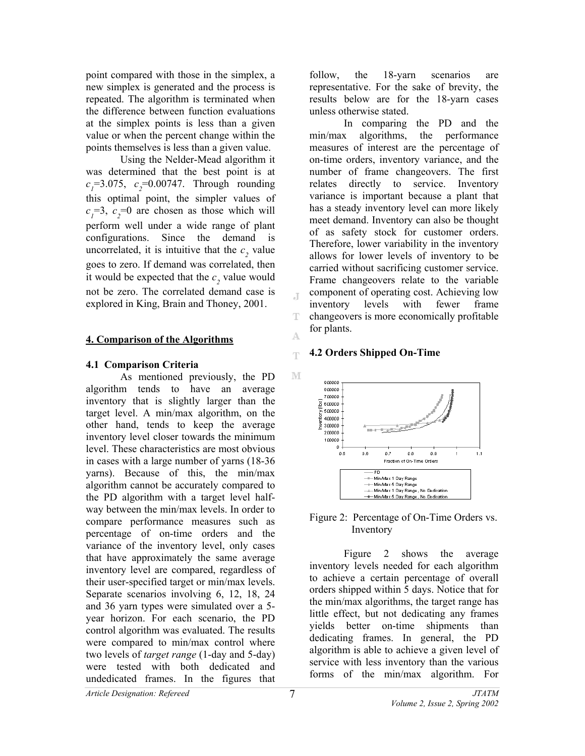point compared with those in the simplex, a new simplex is generated and the process is repeated. The algorithm is terminated when the difference between function evaluations at the simplex points is less than a given value or when the percent change within the points themselves is less than a given value.

Using the Nelder-Mead algorithm it was determined that the best point is at $c_1$=3.075, $c_2$=0.00747. Through rounding this optimal point, the simpler values of $c_1$=3, $c_2$=0 are chosen as those which will perform well under a wide range of plant configurations. Since the demand is uncorrelated, it is intuitive that the $c_2$ value goes to zero. If demand was correlated, then it would be expected that the $c_2$ value would not be zero. The correlated demand case is explored in King, Brain and Thoney, 2001.

## 4. Comparison of the Algorithms

### 4.1 Comparison Criteria

As mentioned previously, the PD algorithm tends to have an average inventory that is slightly larger than the target level. A min/max algorithm, on the other hand, tends to keep the average inventory level closer towards the minimum level. These characteristics are most obvious in cases with a large number of yarns (18-36 yarns). Because of this, the min/max algorithm cannot be accurately compared to the PD algorithm with a target level half-way between the min/max levels. In order to compare performance measures such as percentage of on-time orders and the variance of the inventory level, only cases that have approximately the same average inventory level are compared, regardless of their user-specified target or min/max levels. Separate scenarios involving 6, 12, 18, 24 and 36 yarn types were simulated over a 5-year horizon. For each scenario, the PD control algorithm was evaluated. The results were compared to min/max control where two levels of *target range* (1-day and 5-day) were tested with both dedicated and undedicated frames. In the figures that follow, the 18-yarn scenarios are representative. For the sake of brevity, the results below are for the 18-yarn cases unless otherwise stated.

In comparing the PD and the min/max algorithms, the performance measures of interest are the percentage of on-time orders, inventory variance, and the number of frame changeovers. The first relates directly to service. Inventory variance is important because a plant that has a steady inventory level can more likely meet demand. Inventory can also be thought of as safety stock for customer orders. Therefore, lower variability in the inventory allows for lower levels of inventory to be carried without sacrificing customer service. Frame changeovers relate to the variable component of operating cost. Achieving low inventory levels with fewer frame changeovers is more economically profitable for plants.

### 4.2 Orders Shipped On-Time

Figure 2: Percentage of On-Time Orders vs. Inventory

Figure 2 shows the average inventory levels needed for each algorithm to achieve a certain percentage of overall orders shipped within 5 days. Notice that for the min/max algorithms, the target range has little effect, but not dedicating any frames yields better on-time shipments than dedicating frames. In general, the PD algorithm is able to achieve a given level of service with less inventory than the various forms of the min/max algorithm. For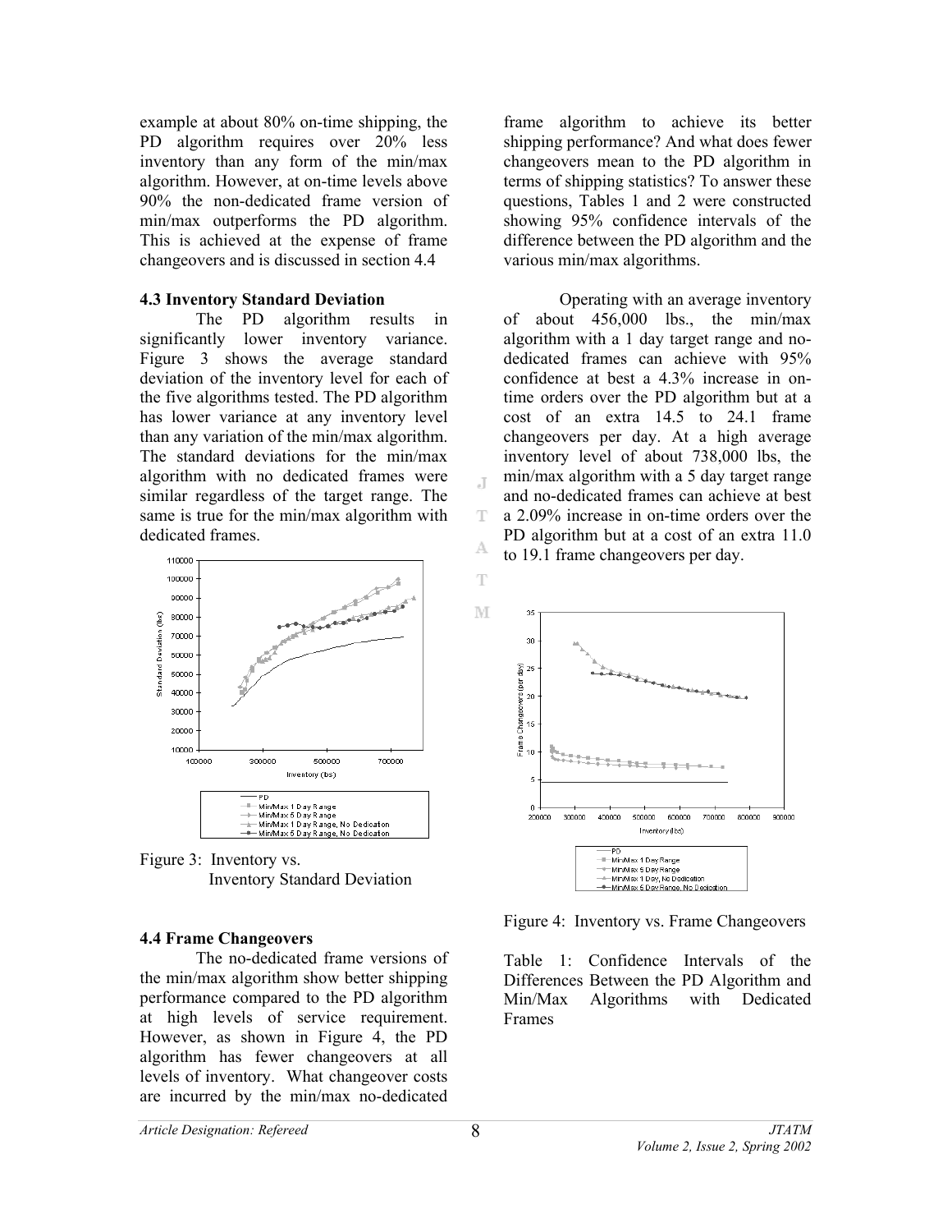example at about 80% on-time shipping, the PD algorithm requires over 20% less inventory than any form of the min/max algorithm. However, at on-time levels above 90% the non-dedicated frame version of min/max outperforms the PD algorithm. This is achieved at the expense of frame changeovers and is discussed in section 4.4

### 4.3 Inventory Standard Deviation

The PD algorithm results in significantly lower inventory variance. Figure 3 shows the average standard deviation of the inventory level for each of the five algorithms tested. The PD algorithm has lower variance at any inventory level than any variation of the min/max algorithm. The standard deviations for the min/max algorithm with no dedicated frames were similar regardless of the target range. The same is true for the min/max algorithm with dedicated frames.

Figure 3: Inventory vs. Inventory Standard Deviation

### 4.4 Frame Changeovers

The no-dedicated frame versions of the min/max algorithm show better shipping performance compared to the PD algorithm at high levels of service requirement. However, as shown in Figure 4, the PD algorithm has fewer changeovers at all levels of inventory. What changeover costs are incurred by the min/max no-dedicated frame algorithm to achieve its better shipping performance? And what does fewer changeovers mean to the PD algorithm in terms of shipping statistics? To answer these questions, Tables 1 and 2 were constructed showing 95% confidence intervals of the difference between the PD algorithm and the various min/max algorithms.

Operating with an average inventory of about 456,000 lbs., the min/max algorithm with a 1 day target range and no-dedicated frames can achieve with 95% confidence at best a 4.3% increase in on-time orders over the PD algorithm but at a cost of an extra 14.5 to 24.1 frame changeovers per day. At a high average inventory level of about 738,000 lbs, the min/max algorithm with a 5 day target range and no-dedicated frames can achieve at best a 2.09% increase in on-time orders over the PD algorithm but at a cost of an extra 11.0 to 19.1 frame changeovers per day.

Figure 4: Inventory vs. Frame Changeovers

Table 1: Confidence Intervals of the Differences Between the PD Algorithm and Min/Max Algorithms with Dedicated Frames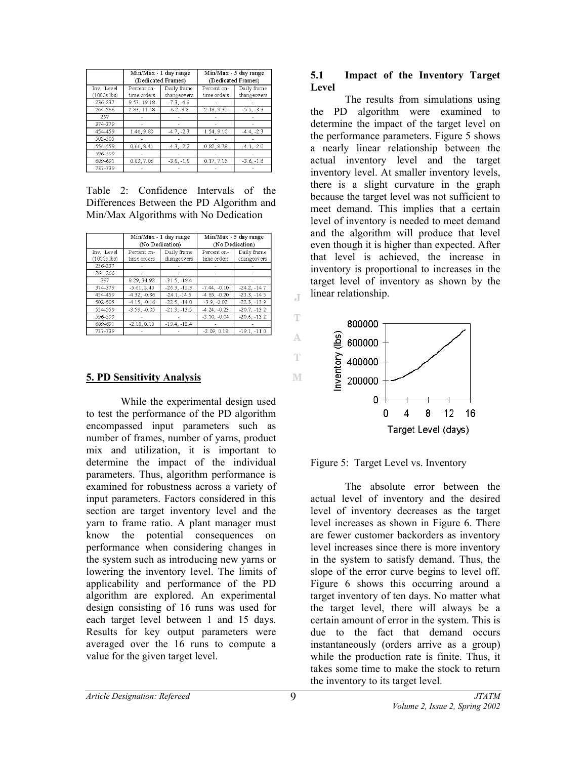| | Min/Max - 1 day range (Dedicated Frames) | | Min/Max - 5 day range (Dedicated Frames) | |
|---|---|---|---|---|
| Inv. Level (1000s lbs) | Percent on-time orders | Daily frame changeovers | Percent on-time orders | Daily frame changeovers |
| 236-237 | 9.53, 19.18 | -7.3, -4.9 | - | - |
| 264-266 | 2.83, 11.58 | -6.2,-3.8 | 2.18, 9.30 | -5.5, -3.3 |
| 297 | - | - | - | - |
| 374-379 | - | - | - | - |
| 454-459 | 1.46, 9.80 | -4.7, -2.3 | 1.54, 9.10 | -4.4, -2.3 |
| 502-505 | - | - | - | - |
| 554-559 | 0.66, 8.41 | -4.3, -2.2 | 0.82, 8.79 | -4.1, -2.0 |
| 596-599 | - | - | - | - |
| 689-691 | 0.03, 7.06 | -3.8, -1.8 | 0.17, 7.15 | -3.6, -1.6 |
| 737-739 | - | - | - | - |

Table 2: Confidence Intervals of the Differences Between the PD Algorithm and Min/Max Algorithms with No Dedication

| | Min/Max - 1 day range (No Dedication) | | Min/Max - 5 day range (No Dedication) | |
|---|---|---|---|---|
| Inv. Level (1000s lbs) | Percent on-time orders | Daily frame changeovers | Percent on-time orders | Daily frame changeovers |
| 236-237 | - | - | - | - |
| 264-266 | - | - | - | - |
| 297 | 8.29, 34.92 | -31.5, -18.4 | - | - |
| 374-379 | -5.61, 2.40 | -26.3, -15.3 | -7.44, -0.10 | -24.2, -14.7 |
| 454-459 | -4.32, -0.36 | -24.1,-14.5 | -4.85, -0.20 | -23.3, -14.5 |
| 502-505 | -4.15, -0.16 | -22.5, -14.0 | -3.9, -0.02 | -22.3, -13.9 |
| 554-559 | -3.59, -0.05 | -21.3, -13.5 | -4.24, -0.23 | -20.7, -13.2 |
| 596-599 | - | - | -3.10, -0.04 | -20.6, -13.2 |
| 689-691 | -2.18, 0.10 | -19.4, -12.4 | - | - |
| 737-739 | - | - | -2.09, 0.18 | -19.1, -11.0 |

## 5. PD Sensitivity Analysis

While the experimental design used to test the performance of the PD algorithm encompassed input parameters such as number of frames, number of yarns, product mix and utilization, it is important to determine the impact of the individual parameters. Thus, algorithm performance is examined for robustness across a variety of input parameters. Factors considered in this section are target inventory level and the yarn to frame ratio. A plant manager must know the potential consequences on performance when considering changes in the system such as introducing new yarns or lowering the inventory level. The limits of applicability and performance of the PD algorithm are explored. An experimental design consisting of 16 runs was used for each target level between 1 and 15 days. Results for key output parameters were averaged over the 16 runs to compute a value for the given target level.

### 5.1 Impact of the Inventory Target Level

The results from simulations using the PD algorithm were examined to determine the impact of the target level on the performance parameters. Figure 5 shows a nearly linear relationship between the actual inventory level and the target inventory level. At smaller inventory levels, there is a slight curvature in the graph because the target level was not sufficient to meet demand. This implies that a certain level of inventory is needed to meet demand and the algorithm will produce that level even though it is higher than expected. After that level is achieved, the increase in inventory is proportional to increases in the target level of inventory as shown by the linear relationship.

Figure 5: Target Level vs. Inventory

The absolute error between the actual level of inventory and the desired level of inventory decreases as the target level increases as shown in Figure 6. There are fewer customer backorders as inventory level increases since there is more inventory in the system to satisfy demand. Thus, the slope of the error curve begins to level off. Figure 6 shows this occurring around a target inventory of ten days. No matter what the target level, there will always be a certain amount of error in the system. This is due to the fact that demand occurs instantaneously (orders arrive as a group) while the production rate is finite. Thus, it takes some time to make the stock to return the inventory to its target level.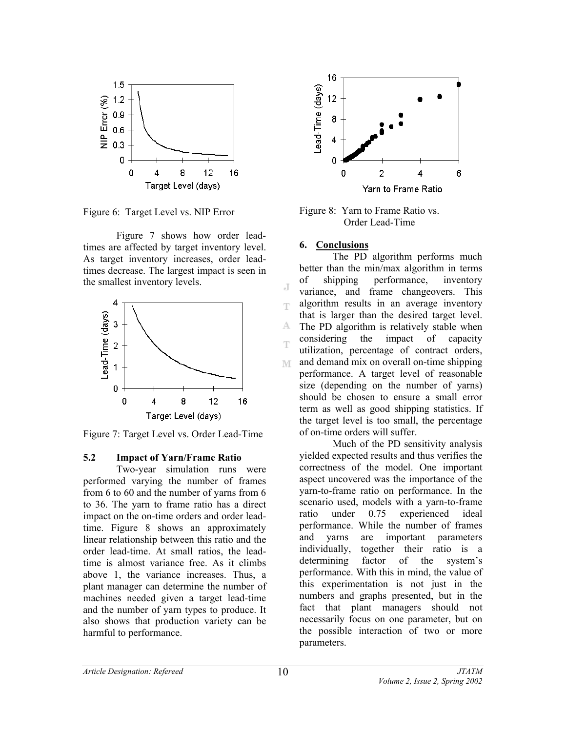Figure 6: Target Level vs. NIP Error

Figure 7 shows how order lead-times are affected by target inventory level. As target inventory increases, order lead-times decrease. The largest impact is seen in the smallest inventory levels.

Figure 7: Target Level vs. Order Lead-Time

### 5.2 Impact of Yarn/Frame Ratio

Two-year simulation runs were performed varying the number of frames from 6 to 60 and the number of yarns from 6 to 36. The yarn to frame ratio has a direct impact on the on-time orders and order lead-time. Figure 8 shows an approximately linear relationship between this ratio and the order lead-time. At small ratios, the lead-time is almost variance free. As it climbs above 1, the variance increases. Thus, a plant manager can determine the number of machines needed given a target lead-time and the number of yarn types to produce. It also shows that production variety can be harmful to performance.

Figure 8: Yarn to Frame Ratio vs. Order Lead-Time

## 6. Conclusions

The PD algorithm performs much better than the min/max algorithm in terms of shipping performance, inventory variance, and frame changeovers. This algorithm results in an average inventory that is larger than the desired target level. The PD algorithm is relatively stable when considering the impact of capacity utilization, percentage of contract orders, and demand mix on overall on-time shipping performance. A target level of reasonable size (depending on the number of yarns) should be chosen to ensure a small error term as well as good shipping statistics. If the target level is too small, the percentage of on-time orders will suffer.

Much of the PD sensitivity analysis yielded expected results and thus verifies the correctness of the model. One important aspect uncovered was the importance of the yarn-to-frame ratio on performance. In the scenario used, models with a yarn-to-frame ratio under 0.75 experienced ideal performance. While the number of frames and yarns are important parameters individually, together their ratio is a determining factor of the system's performance. With this in mind, the value of this experimentation is not just in the numbers and graphs presented, but in the fact that plant managers should not necessarily focus on one parameter, but on the possible interaction of two or more parameters.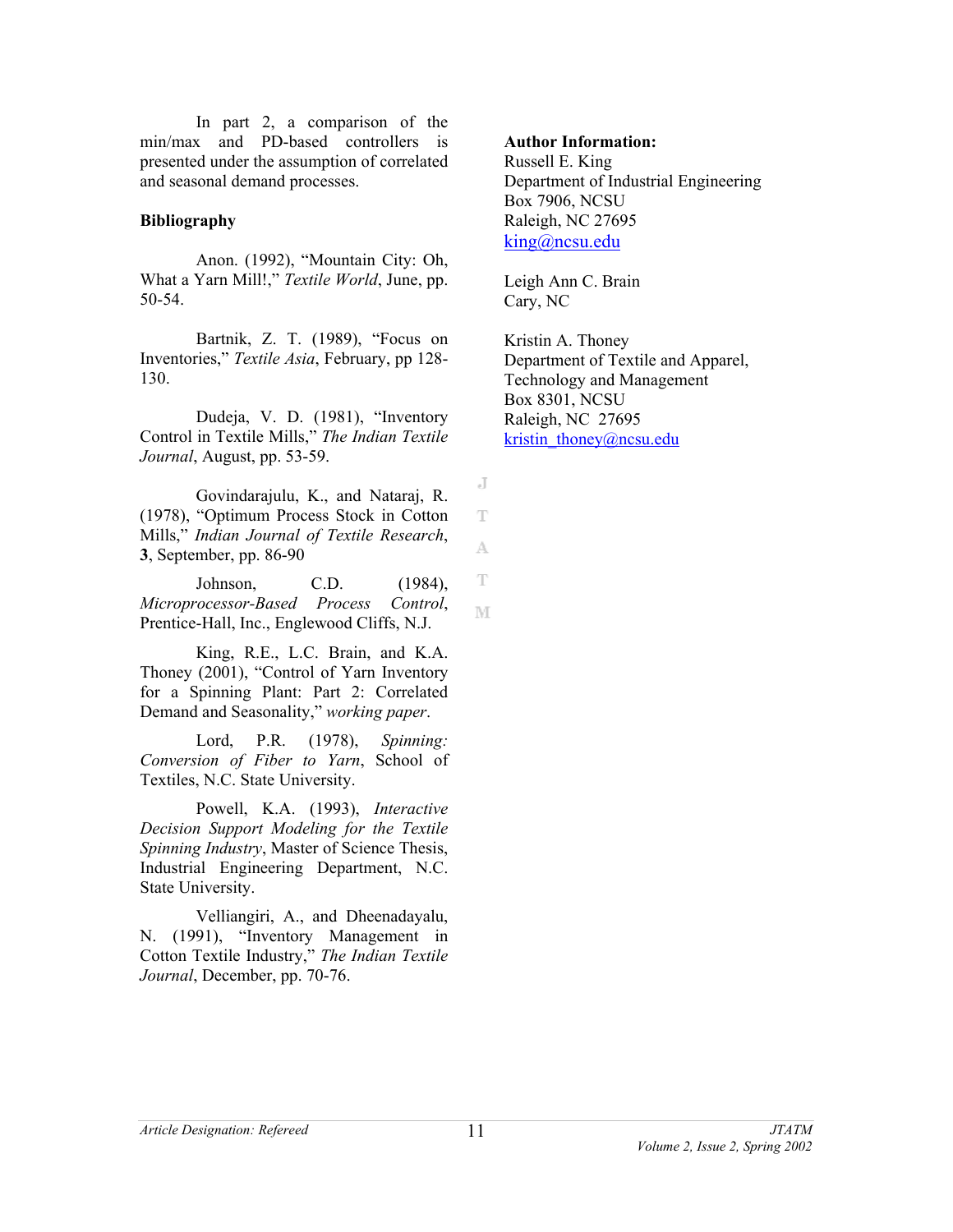In part 2, a comparison of the min/max and PD-based controllers is presented under the assumption of correlated and seasonal demand processes.

**Bibliography**

Anon. (1992), "Mountain City: Oh, What a Yarn Mill!," *Textile World*, June, pp. 50-54.

Bartnik, Z. T. (1989), "Focus on Inventories," *Textile Asia*, February, pp 128-130.

Dudeja, V. D. (1981), "Inventory Control in Textile Mills," *The Indian Textile Journal*, August, pp. 53-59.

Govindarajulu, K., and Nataraj, R. (1978), "Optimum Process Stock in Cotton Mills," *Indian Journal of Textile Research*, **3**, September, pp. 86-90

Johnson, C.D. (1984), *Microprocessor-Based Process Control*, Prentice-Hall, Inc., Englewood Cliffs, N.J.

King, R.E., L.C. Brain, and K.A. Thoney (2001), "Control of Yarn Inventory for a Spinning Plant: Part 2: Correlated Demand and Seasonality," *working paper*.

Lord, P.R. (1978), *Spinning: Conversion of Fiber to Yarn*, School of Textiles, N.C. State University.

Powell, K.A. (1993), *Interactive Decision Support Modeling for the Textile Spinning Industry*, Master of Science Thesis, Industrial Engineering Department, N.C. State University.

Velliangiri, A., and Dheenadayalu, N. (1991), "Inventory Management in Cotton Textile Industry," *The Indian Textile Journal*, December, pp. 70-76.

**Author Information:**

Russell E. King
Department of Industrial Engineering
Box 7906, NCSU
Raleigh, NC 27695
king@ncsu.edu

Leigh Ann C. Brain
Cary, NC

Kristin A. Thoney
Department of Textile and Apparel, Technology and Management
Box 8301, NCSU
Raleigh, NC 27695
kristin_thoney@ncsu.edu